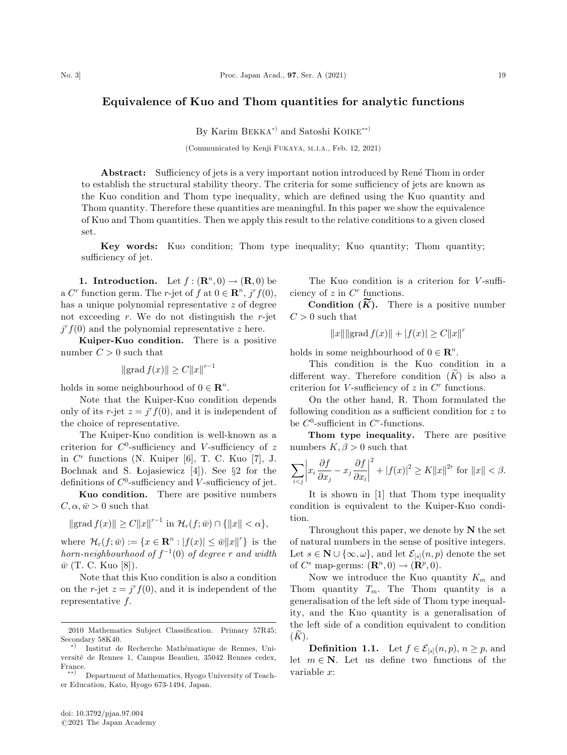# Equivalence of Kuo and Thom quantities for analytic functions

By Karim Bekka[*] and Satoshi Koike[**]

(Communicated by Kenji Fukaya, m.j.a., Feb. 12, 2021)

**Abstract:** Sufficiency of jets is a very important notion introduced by René Thom in order to establish the structural stability theory. The criteria for some sufficiency of jets are known as the Kuo condition and Thom type inequality, which are defined using the Kuo quantity and Thom quantity. Therefore these quantities are meaningful. In this paper we show the equivalence of Kuo and Thom quantities. Then we apply this result to the relative conditions to a given closed set.

**Key words:** Kuo condition; Thom type inequality; Kuo quantity; Thom quantity; sufficiency of jet.

**1. Introduction.** Let $f : (\mathbf{R}^n, 0) \to (\mathbf{R}, 0)$ be a $C^r$ function germ. The $r$-jet of $f$ at $0 \in \mathbf{R}^n$, $j^r f(0)$, has a unique polynomial representative $z$ of degree not exceeding $r$. We do not distinguish the $r$-jet $j^r f(0)$ and the polynomial representative $z$ here.

**Kuiper-Kuo condition.** There is a positive number $C > 0$ such that

$$\|\mathrm{grad}\, f(x)\| \geq C\|x\|^{r-1}$$

holds in some neighbourhood of $0 \in \mathbf{R}^n$.

Note that the Kuiper-Kuo condition depends only of its $r$-jet $z = j^r f(0)$, and it is independent of the choice of representative.

The Kuiper-Kuo condition is well-known as a criterion for $C^0$-sufficiency and $V$-sufficiency of $z$ in $C^r$ functions (N. Kuiper [6], T. C. Kuo [7], J. Bochnak and S. Łojasiewicz [4]). See §2 for the definitions of $C^0$-sufficiency and $V$-sufficiency of jet.

**Kuo condition.** There are positive numbers $C, \alpha, \bar{w} > 0$ such that

$$\|\mathrm{grad}\, f(x)\| \geq C\|x\|^{r-1} \text{ in } \mathcal{H}_r(f; \bar{w}) \cap \{\|x\| < \alpha\},$$

where $\mathcal{H}_r(f; \bar{w}) := \{x \in \mathbf{R}^n : |f(x)| \leq \bar{w}\|x\|^r\}$ is the *horn-neighbourhood of $f^{-1}(0)$ of degree $r$ and width $\bar{w}$* (T. C. Kuo [8]).

Note that this Kuo condition is also a condition on the $r$-jet $z = j^r f(0)$, and it is independent of the representative $f$.

The Kuo condition is a criterion for $V$-sufficiency of $z$ in $C^r$ functions.

**Condition $(\widetilde{K})$.** There is a positive number $C > 0$ such that

$$\|x\|\|\mathrm{grad}\, f(x)\| + |f(x)| \geq C\|x\|^r$$

holds in some neighbourhood of $0 \in \mathbf{R}^n$.

This condition is the Kuo condition in a different way. Therefore condition $(\widetilde{K})$ is also a criterion for $V$-sufficiency of $z$ in $C^r$ functions.

On the other hand, R. Thom formulated the following condition as a sufficient condition for $z$ to be $C^0$-sufficient in $C^r$-functions.

**Thom type inequality.** There are positive numbers $K, \beta > 0$ such that

$$\sum_{i<j}\left|x_i \frac{\partial f}{\partial x_j} - x_j \frac{\partial f}{\partial x_i}\right|^2 + |f(x)|^2 \geq K\|x\|^{2r} \text{ for } \|x\| < \beta.$$

It is shown in [1] that Thom type inequality condition is equivalent to the Kuiper-Kuo condition.

Throughout this paper, we denote by $\mathbf{N}$ the set of natural numbers in the sense of positive integers. Let $s \in \mathbf{N} \cup \{\infty, \omega\}$, and let $\mathcal{E}_{[s]}(n, p)$ denote the set of $C^s$ map-germs: $(\mathbf{R}^n, 0) \to (\mathbf{R}^p, 0)$.

Now we introduce the Kuo quantity $K_m$ and Thom quantity $T_m$. The Thom quantity is a generalisation of the left side of Thom type inequality, and the Kuo quantity is a generalisation of the left side of a condition equivalent to condition $(\widetilde{K})$.

**Definition 1.1.** Let $f \in \mathcal{E}_{[s]}(n, p)$, $n \geq p$, and let $m \in \mathbf{N}$. Let us define two functions of the variable $x$:

---

2010 Mathematics Subject Classification. Primary 57R45; Secondary 58K40.

[*] Institut de Recherche Mathématique de Rennes, Université de Rennes 1, Campus Beaulieu, 35042 Rennes cedex, France.

[**] Department of Mathematics, Hyogo University of Teacher Education, Kato, Hyogo 673-1494, Japan.

doi: 10.3792/pjaa.97.004
©2021 The Japan Academy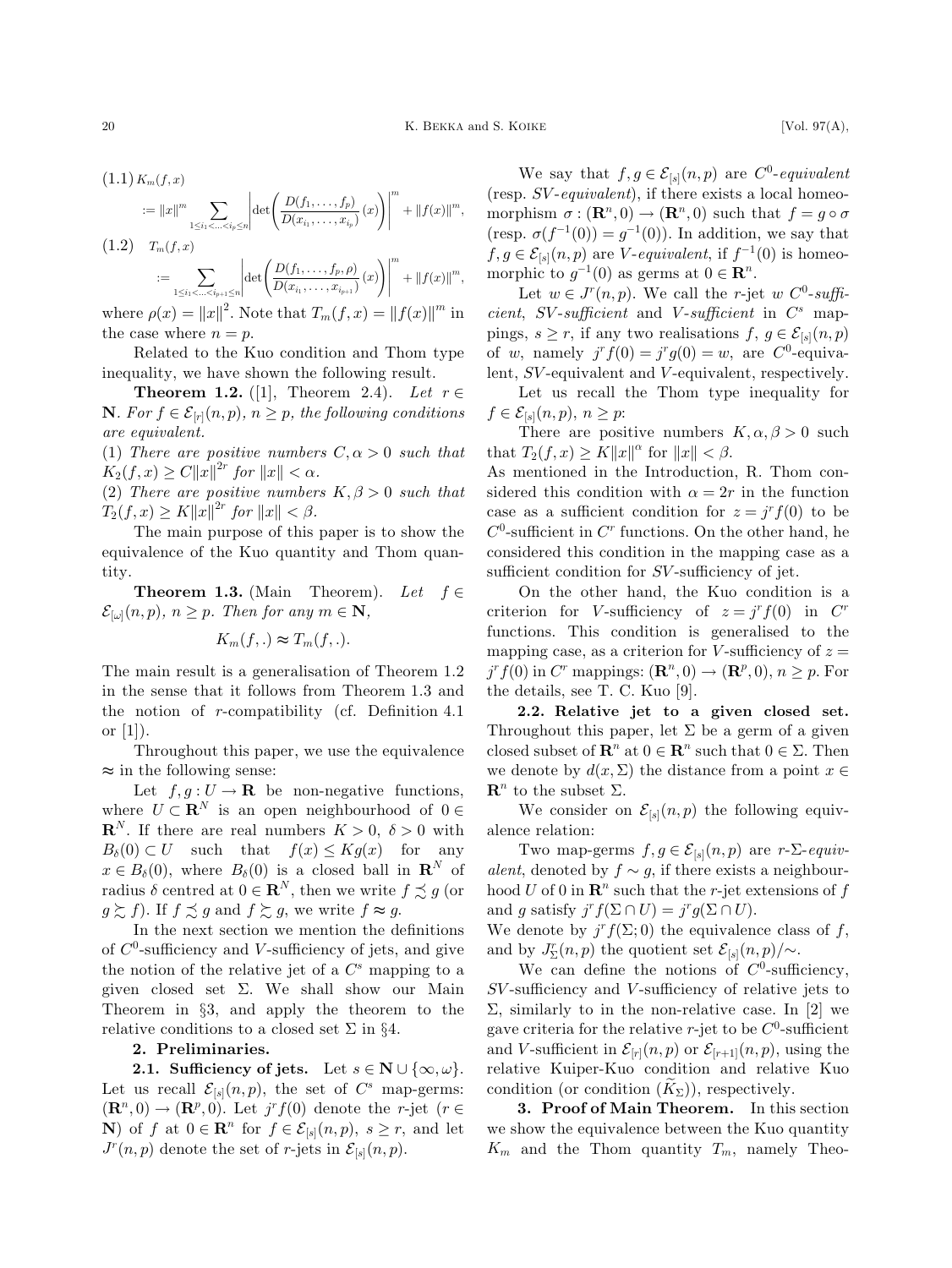(1.1) $K_m(f,x)$

$$:= \|x\|^m \sum_{1\le i_1<\ldots<i_p\le n} \left| \det\left(\frac{D(f_1,\ldots,f_p)}{D(x_{i_1},\ldots,x_{i_p})}(x)\right)\right|^m + \|f(x)\|^m,$$

(1.2) $T_m(f,x)$

$$:= \sum_{1\le i_1<\ldots<i_{p+1}\le n} \left| \det\left(\frac{D(f_1,\ldots,f_p,\rho)}{D(x_{i_1},\ldots,x_{i_{p+1}})}(x)\right)\right|^m + \|f(x)\|^m,$$

where $\rho(x) = \|x\|^2$. Note that $T_m(f,x) = \|f(x)\|^m$ in the case where $n = p$.

Related to the Kuo condition and Thom type inequality, we have shown the following result.

**Theorem 1.2.** ([1], Theorem 2.4). *Let $r \in \mathbf{N}$. For $f \in \mathcal{E}_{[r]}(n,p)$, $n \geq p$, the following conditions are equivalent.*

*(1) There are positive numbers $C, \alpha > 0$ such that $K_2(f,x) \geq C\|x\|^{2r}$ for $\|x\| < \alpha$.*

*(2) There are positive numbers $K, \beta > 0$ such that $T_2(f,x) \geq K\|x\|^{2r}$ for $\|x\| < \beta$.*

The main purpose of this paper is to show the equivalence of the Kuo quantity and Thom quantity.

**Theorem 1.3.** (Main Theorem). *Let $f \in \mathcal{E}_{[\omega]}(n,p)$, $n \geq p$. Then for any $m \in \mathbf{N}$,*

$$K_m(f,.) \approx T_m(f,.).$$

The main result is a generalisation of Theorem 1.2 in the sense that it follows from Theorem 1.3 and the notion of $r$-compatibility (cf. Definition 4.1 or [1]).

Throughout this paper, we use the equivalence $\approx$ in the following sense:

Let $f, g : U \to \mathbf{R}$ be non-negative functions, where $U \subset \mathbf{R}^N$ is an open neighbourhood of $0 \in \mathbf{R}^N$. If there are real numbers $K > 0$, $\delta > 0$ with $B_\delta(0) \subset U$ such that $f(x) \leq Kg(x)$ for any $x \in B_\delta(0)$, where $B_\delta(0)$ is a closed ball in $\mathbf{R}^N$ of radius $\delta$ centred at $0 \in \mathbf{R}^N$, then we write $f \precsim g$ (or $g \succsim f$). If $f \precsim g$ and $f \succsim g$, we write $f \approx g$.

In the next section we mention the definitions of $C^0$-sufficiency and $V$-sufficiency of jets, and give the notion of the relative jet of a $C^s$ mapping to a given closed set $\Sigma$. We shall show our Main Theorem in §3, and apply the theorem to the relative conditions to a closed set $\Sigma$ in §4.

## 2. Preliminaries.

**2.1. Sufficiency of jets.** Let $s \in \mathbf{N} \cup \{\infty, \omega\}$. Let us recall $\mathcal{E}_{[s]}(n,p)$, the set of $C^s$ map-germs: $(\mathbf{R}^n, 0) \to (\mathbf{R}^p, 0)$. Let $j^r f(0)$ denote the $r$-jet ($r \in \mathbf{N}$) of $f$ at $0 \in \mathbf{R}^n$ for $f \in \mathcal{E}_{[s]}(n,p)$, $s \geq r$, and let $J^r(n,p)$ denote the set of $r$-jets in $\mathcal{E}_{[s]}(n,p)$.

We say that $f, g \in \mathcal{E}_{[s]}(n,p)$ are $C^0$-*equivalent* (resp. $SV$-*equivalent*), if there exists a local homeomorphism $\sigma : (\mathbf{R}^n, 0) \to (\mathbf{R}^n, 0)$ such that $f = g \circ \sigma$ (resp. $\sigma(f^{-1}(0)) = g^{-1}(0)$). In addition, we say that $f, g \in \mathcal{E}_{[s]}(n,p)$ are $V$-*equivalent*, if $f^{-1}(0)$ is homeomorphic to $g^{-1}(0)$ as germs at $0 \in \mathbf{R}^n$.

Let $w \in J^r(n,p)$. We call the $r$-jet $w$ $C^0$-*sufficient*, $SV$-*sufficient* and $V$-*sufficient* in $C^s$ mappings, $s \geq r$, if any two realisations $f, g \in \mathcal{E}_{[s]}(n,p)$ of $w$, namely $j^r f(0) = j^r g(0) = w$, are $C^0$-equivalent, $SV$-equivalent and $V$-equivalent, respectively.

Let us recall the Thom type inequality for $f \in \mathcal{E}_{[s]}(n,p)$, $n \geq p$:

There are positive numbers $K, \alpha, \beta > 0$ such that $T_2(f,x) \geq K\|x\|^\alpha$ for $\|x\| < \beta$.

As mentioned in the Introduction, R. Thom considered this condition with $\alpha = 2r$ in the function case as a sufficient condition for $z = j^r f(0)$ to be $C^0$-sufficient in $C^r$ functions. On the other hand, he considered this condition in the mapping case as a sufficient condition for $SV$-sufficiency of jet.

On the other hand, the Kuo condition is a criterion for $V$-sufficiency of $z = j^r f(0)$ in $C^r$ functions. This condition is generalised to the mapping case, as a criterion for $V$-sufficiency of $z = j^r f(0)$ in $C^r$ mappings: $(\mathbf{R}^n, 0) \to (\mathbf{R}^p, 0)$, $n \geq p$. For the details, see T. C. Kuo [9].

**2.2. Relative jet to a given closed set.** Throughout this paper, let $\Sigma$ be a germ of a given closed subset of $\mathbf{R}^n$ at $0 \in \mathbf{R}^n$ such that $0 \in \Sigma$. Then we denote by $d(x, \Sigma)$ the distance from a point $x \in \mathbf{R}^n$ to the subset $\Sigma$.

We consider on $\mathcal{E}_{[s]}(n,p)$ the following equivalence relation:

Two map-germs $f, g \in \mathcal{E}_{[s]}(n,p)$ are $r$-$\Sigma$-*equivalent*, denoted by $f \sim g$, if there exists a neighbourhood $U$ of 0 in $\mathbf{R}^n$ such that the $r$-jet extensions of $f$ and $g$ satisfy $j^r f(\Sigma \cap U) = j^r g(\Sigma \cap U)$.

We denote by $j^r f(\Sigma; 0)$ the equivalence class of $f$, and by $J^r_\Sigma(n,p)$ the quotient set $\mathcal{E}_{[s]}(n,p)/\sim$.

We can define the notions of $C^0$-sufficiency, $SV$-sufficiency and $V$-sufficiency of relative jets to $\Sigma$, similarly to in the non-relative case. In [2] we gave criteria for the relative $r$-jet to be $C^0$-sufficient and $V$-sufficient in $\mathcal{E}_{[r]}(n,p)$ or $\mathcal{E}_{[r+1]}(n,p)$, using the relative Kuiper-Kuo condition and relative Kuo condition (or condition $(\widetilde{K}_\Sigma)$), respectively.

## 3. Proof of Main Theorem.

In this section we show the equivalence between the Kuo quantity $K_m$ and the Thom quantity $T_m$, namely Theo-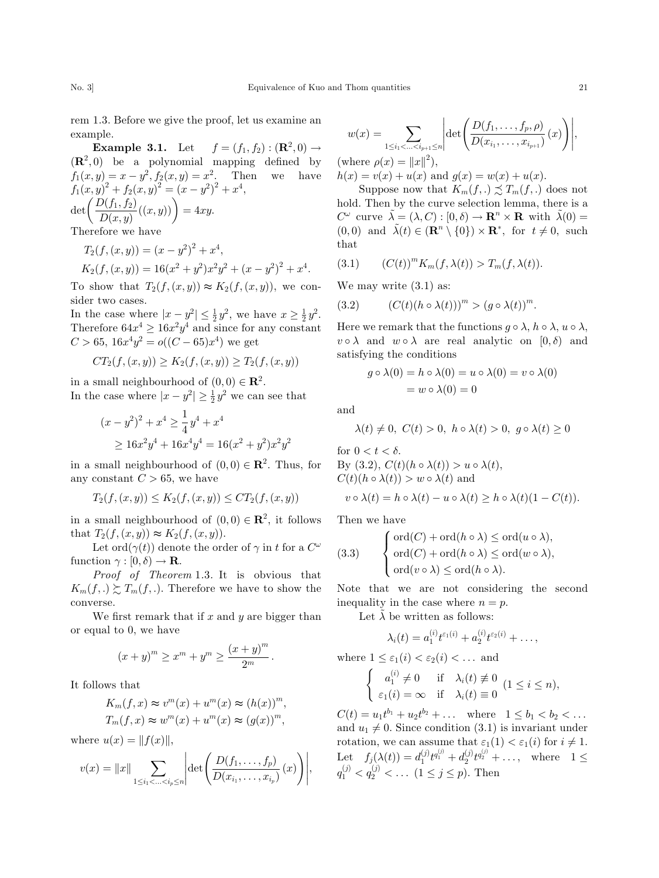rem 1.3. Before we give the proof, let us examine an example.

**Example 3.1.** Let $f = (f_1, f_2) : (\mathbf{R}^2, 0) \to (\mathbf{R}^2, 0)$ be a polynomial mapping defined by $f_1(x, y) = x - y^2, f_2(x, y) = x^2$. Then we have $f_1(x, y)^2 + f_2(x, y)^2 = (x - y^2)^2 + x^4$,

$\det\left(\dfrac{D(f_1, f_2)}{D(x, y)}((x, y))\right) = 4xy.$

Therefore we have

$$T_2(f, (x, y)) = (x - y^2)^2 + x^4,$$

$$K_2(f, (x, y)) = 16(x^2 + y^2)x^2y^2 + (x - y^2)^2 + x^4.$$

To show that $T_2(f, (x, y)) \approx K_2(f, (x, y))$, we consider two cases.

In the case where $|x - y^2| \leq \frac{1}{2}y^2$, we have $x \geq \frac{1}{2}y^2$. Therefore $64x^4 \geq 16x^2y^4$ and since for any constant $C > 65$, $16x^4y^2 = o((C - 65)x^4)$ we get

$$CT_2(f, (x, y)) \geq K_2(f, (x, y)) \geq T_2(f, (x, y))$$

in a small neighbourhood of $(0, 0) \in \mathbf{R}^2$.

In the case where $|x - y^2| \geq \frac{1}{2}y^2$ we can see that

$$\begin{aligned}(x - y^2)^2 + x^4 &\geq \frac{1}{4}y^4 + x^4 \\ &\geq 16x^2y^4 + 16x^4y^4 = 16(x^2 + y^2)x^2y^2\end{aligned}$$

in a small neighbourhood of $(0, 0) \in \mathbf{R}^2$. Thus, for any constant $C > 65$, we have

$$T_2(f, (x, y)) \leq K_2(f, (x, y)) \leq CT_2(f, (x, y))$$

in a small neighbourhood of $(0, 0) \in \mathbf{R}^2$, it follows that $T_2(f, (x, y)) \approx K_2(f, (x, y))$.

Let $\mathrm{ord}(\gamma(t))$ denote the order of $\gamma$ in $t$ for a $C^\omega$ function $\gamma : [0, \delta) \to \mathbf{R}$.

*Proof of Theorem* 1.3. It is obvious that $K_m(f, .) \succsim T_m(f, .)$. Therefore we have to show the converse.

We first remark that if $x$ and $y$ are bigger than or equal to 0, we have

$$(x + y)^m \geq x^m + y^m \geq \frac{(x + y)^m}{2^m}.$$

It follows that

$$K_m(f, x) \approx v^m(x) + u^m(x) \approx (h(x))^m,$$

$$T_m(f, x) \approx w^m(x) + u^m(x) \approx (g(x))^m,$$

where $u(x) = \|f(x)\|$,

$$v(x) = \|x\| \sum_{1 \leq i_1 < \ldots < i_p \leq n} \left|\det\left(\frac{D(f_1, \ldots, f_p)}{D(x_{i_1}, \ldots, x_{i_p})}(x)\right)\right|,$$

$$w(x) = \sum_{1 \leq i_1 < \ldots < i_{p+1} \leq n} \left|\det\left(\frac{D(f_1, \ldots, f_p, \rho)}{D(x_{i_1}, \ldots, x_{i_{p+1}})}(x)\right)\right|,$$

(where $\rho(x) = \|x\|^2$),

$h(x) = v(x) + u(x)$ and $g(x) = w(x) + u(x)$.

Suppose now that $K_m(f, .) \precsim T_m(f, .)$ does not hold. Then by the curve selection lemma, there is a $C^\omega$ curve $\tilde{\lambda} = (\lambda, C) : [0, \delta) \to \mathbf{R}^n \times \mathbf{R}$ with $\tilde{\lambda}(0) = (0, 0)$ and $\tilde{\lambda}(t) \in (\mathbf{R}^n \setminus \{0\}) \times \mathbf{R}^*$, for $t \neq 0$, such that

$$(C(t))^m K_m(f, \lambda(t)) > T_m(f, \lambda(t)). \tag{3.1}$$

We may write (3.1) as:

$$(C(t)(h \circ \lambda(t)))^m > (g \circ \lambda(t))^m. \tag{3.2}$$

Here we remark that the functions $g \circ \lambda$, $h \circ \lambda$, $u \circ \lambda$, $v \circ \lambda$ and $w \circ \lambda$ are real analytic on $[0, \delta)$ and satisfying the conditions

$$\begin{aligned}g \circ \lambda(0) = h \circ \lambda(0) = u \circ \lambda(0) = v \circ \lambda(0) \\ = w \circ \lambda(0) = 0\end{aligned}$$

and

$$\lambda(t) \neq 0,\ C(t) > 0,\ h \circ \lambda(t) > 0,\ g \circ \lambda(t) \geq 0$$

for $0 < t < \delta$.

By (3.2), $C(t)(h \circ \lambda(t)) > u \circ \lambda(t)$,

$C(t)(h \circ \lambda(t)) > w \circ \lambda(t)$ and

$$v \circ \lambda(t) = h \circ \lambda(t) - u \circ \lambda(t) \geq h \circ \lambda(t)(1 - C(t)).$$

Then we have

$$\begin{cases} \mathrm{ord}(C) + \mathrm{ord}(h \circ \lambda) \leq \mathrm{ord}(u \circ \lambda), \\ \mathrm{ord}(C) + \mathrm{ord}(h \circ \lambda) \leq \mathrm{ord}(w \circ \lambda), \\ \mathrm{ord}(v \circ \lambda) \leq \mathrm{ord}(h \circ \lambda). \end{cases} \tag{3.3}$$

Note that we are not considering the second inequality in the case where $n = p$.

Let $\tilde{\lambda}$ be written as follows:

$$\lambda_i(t) = a_1^{(i)} t^{\varepsilon_1(i)} + a_2^{(i)} t^{\varepsilon_2(i)} + \ldots,$$

where $1 \leq \varepsilon_1(i) < \varepsilon_2(i) < \ldots$ and

$$\begin{cases} a_1^{(i)} \neq 0 & \text{if} \quad \lambda_i(t) \not\equiv 0 \\ \varepsilon_1(i) = \infty & \text{if} \quad \lambda_i(t) \equiv 0 \end{cases} (1 \leq i \leq n),$$

$C(t) = u_1 t^{b_1} + u_2 t^{b_2} + \ldots$ where $1 \leq b_1 < b_2 < \ldots$ and $u_1 \neq 0$. Since condition (3.1) is invariant under rotation, we can assume that $\varepsilon_1(1) < \varepsilon_1(i)$ for $i \neq 1$. Let $f_j(\lambda(t)) = d_1^{(j)} t^{q_1^{(j)}} + d_2^{(j)} t^{q_2^{(j)}} + \ldots$, where $1 \leq q_1^{(j)} < q_2^{(j)} < \ldots$ $(1 \leq j \leq p)$. Then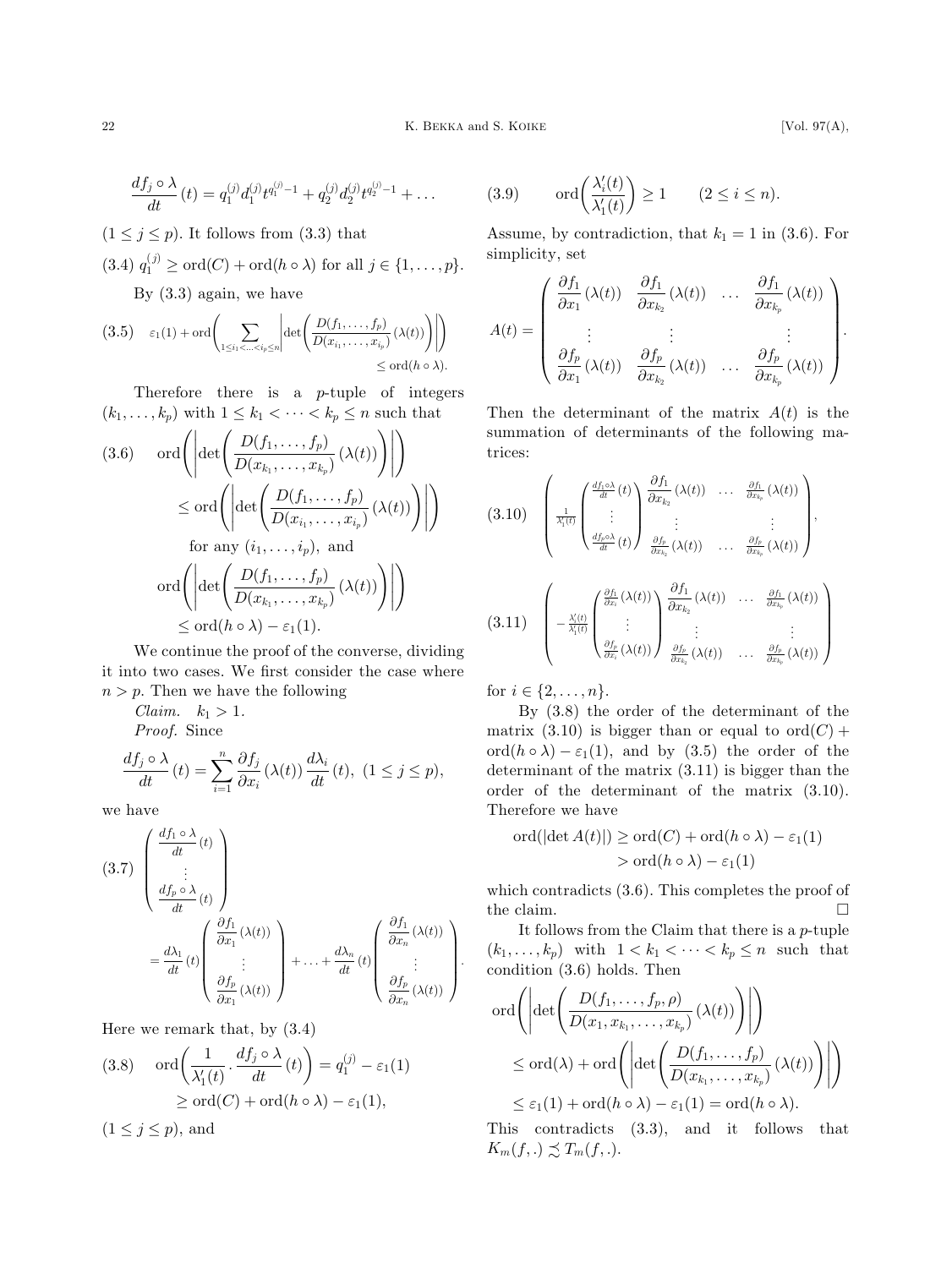$$\frac{df_j \circ \lambda}{dt}(t) = q_1^{(j)} d_1^{(j)} t^{q_1^{(j)}-1} + q_2^{(j)} d_2^{(j)} t^{q_2^{(j)}-1} + \dots$$

$(1 \le j \le p)$. It follows from (3.3) that

(3.4) $q_1^{(j)} \ge \mathrm{ord}(C) + \mathrm{ord}(h \circ \lambda)$ for all $j \in \{1, \dots, p\}$.

By (3.3) again, we have

$$(3.5) \quad \varepsilon_1(1) + \mathrm{ord}\left( \sum_{1 \le i_1 < \dots < i_p \le n} \left| \det\left( \frac{D(f_1, \dots, f_p)}{D(x_{i_1}, \dots, x_{i_p})}(\lambda(t)) \right) \right| \right) \le \mathrm{ord}(h \circ \lambda).$$

Therefore there is a $p$-tuple of integers $(k_1, \dots, k_p)$ with $1 \le k_1 < \dots < k_p \le n$ such that

$$(3.6) \quad \mathrm{ord}\left( \left| \det\left( \frac{D(f_1, \dots, f_p)}{D(x_{k_1}, \dots, x_{k_p})}(\lambda(t)) \right) \right| \right) \le \mathrm{ord}\left( \left| \det\left( \frac{D(f_1, \dots, f_p)}{D(x_{i_1}, \dots, x_{i_p})}(\lambda(t)) \right) \right| \right)$$

for any $(i_1, \dots, i_p)$, and

$$\mathrm{ord}\left( \left| \det\left( \frac{D(f_1, \dots, f_p)}{D(x_{k_1}, \dots, x_{k_p})}(\lambda(t)) \right) \right| \right) \le \mathrm{ord}(h \circ \lambda) - \varepsilon_1(1).$$

We continue the proof of the converse, dividing it into two cases. We first consider the case where $n > p$. Then we have the following

*Claim.* $k_1 > 1$.

*Proof.* Since

$$\frac{df_j \circ \lambda}{dt}(t) = \sum_{i=1}^{n} \frac{\partial f_j}{\partial x_i}(\lambda(t)) \frac{d\lambda_i}{dt}(t), \ (1 \le j \le p),$$

we have

$$(3.7) \quad \begin{pmatrix} \frac{df_1 \circ \lambda}{dt}(t) \\ \vdots \\ \frac{df_p \circ \lambda}{dt}(t) \end{pmatrix} = \frac{d\lambda_1}{dt}(t) \begin{pmatrix} \frac{\partial f_1}{\partial x_1}(\lambda(t)) \\ \vdots \\ \frac{\partial f_p}{\partial x_1}(\lambda(t)) \end{pmatrix} + \dots + \frac{d\lambda_n}{dt}(t) \begin{pmatrix} \frac{\partial f_1}{\partial x_n}(\lambda(t)) \\ \vdots \\ \frac{\partial f_p}{\partial x_n}(\lambda(t)) \end{pmatrix}.$$

Here we remark that, by (3.4)

$$(3.8) \quad \mathrm{ord}\left( \frac{1}{\lambda_1'(t)} \cdot \frac{df_j \circ \lambda}{dt}(t) \right) = q_1^{(j)} - \varepsilon_1(1) \ge \mathrm{ord}(C) + \mathrm{ord}(h \circ \lambda) - \varepsilon_1(1),$$

$(1 \le j \le p)$, and

$$(3.9) \quad \mathrm{ord}\left( \frac{\lambda_i'(t)}{\lambda_1'(t)} \right) \ge 1 \qquad (2 \le i \le n).$$

Assume, by contradiction, that $k_1 = 1$ in (3.6). For simplicity, set

$$A(t) = \begin{pmatrix} \frac{\partial f_1}{\partial x_1}(\lambda(t)) & \frac{\partial f_1}{\partial x_{k_2}}(\lambda(t)) & \dots & \frac{\partial f_1}{\partial x_{k_p}}(\lambda(t)) \\ \vdots & \vdots & & \vdots \\ \frac{\partial f_p}{\partial x_1}(\lambda(t)) & \frac{\partial f_p}{\partial x_{k_2}}(\lambda(t)) & \dots & \frac{\partial f_p}{\partial x_{k_p}}(\lambda(t)) \end{pmatrix}.$$

Then the determinant of the matrix $A(t)$ is the summation of determinants of the following matrices:

$$(3.10) \quad \begin{pmatrix} \frac{1}{\lambda_1'(t)} \begin{pmatrix} \frac{df_1 \circ \lambda}{dt}(t) \\ \vdots \\ \frac{df_p \circ \lambda}{dt}(t) \end{pmatrix} & \begin{matrix} \frac{\partial f_1}{\partial x_{k_2}}(\lambda(t)) & \dots & \frac{\partial f_1}{\partial x_{k_p}}(\lambda(t)) \\ \vdots & & \vdots \\ \frac{\partial f_p}{\partial x_{k_2}}(\lambda(t)) & \dots & \frac{\partial f_p}{\partial x_{k_p}}(\lambda(t)) \end{matrix} \end{pmatrix},$$

$$(3.11) \quad \begin{pmatrix} -\frac{\lambda_i'(t)}{\lambda_1'(t)} \begin{pmatrix} \frac{\partial f_1}{\partial x_i}(\lambda(t)) \\ \vdots \\ \frac{\partial f_p}{\partial x_i}(\lambda(t)) \end{pmatrix} & \begin{matrix} \frac{\partial f_1}{\partial x_{k_2}}(\lambda(t)) & \dots & \frac{\partial f_1}{\partial x_{k_p}}(\lambda(t)) \\ \vdots & & \vdots \\ \frac{\partial f_p}{\partial x_{k_2}}(\lambda(t)) & \dots & \frac{\partial f_p}{\partial x_{k_p}}(\lambda(t)) \end{matrix} \end{pmatrix}$$

for $i \in \{2, \dots, n\}$.

By (3.8) the order of the determinant of the matrix (3.10) is bigger than or equal to $\mathrm{ord}(C) + \mathrm{ord}(h \circ \lambda) - \varepsilon_1(1)$, and by (3.5) the order of the determinant of the matrix (3.11) is bigger than the order of the determinant of the matrix (3.10). Therefore we have

$$\mathrm{ord}(|\det A(t)|) \ge \mathrm{ord}(C) + \mathrm{ord}(h \circ \lambda) - \varepsilon_1(1) > \mathrm{ord}(h \circ \lambda) - \varepsilon_1(1)$$

which contradicts (3.6). This completes the proof of the claim. $\square$

It follows from the Claim that there is a $p$-tuple $(k_1, \dots, k_p)$ with $1 < k_1 < \dots < k_p \le n$ such that condition (3.6) holds. Then

$$\mathrm{ord}\left( \left| \det\left( \frac{D(f_1, \dots, f_p, \rho)}{D(x_1, x_{k_1}, \dots, x_{k_p})}(\lambda(t)) \right) \right| \right) \le \mathrm{ord}(\lambda) + \mathrm{ord}\left( \left| \det\left( \frac{D(f_1, \dots, f_p)}{D(x_{k_1}, \dots, x_{k_p})}(\lambda(t)) \right) \right| \right) \le \varepsilon_1(1) + \mathrm{ord}(h \circ \lambda) - \varepsilon_1(1) = \mathrm{ord}(h \circ \lambda).$$

This contradicts (3.3), and it follows that $K_m(f,.) \precsim T_m(f,.)$.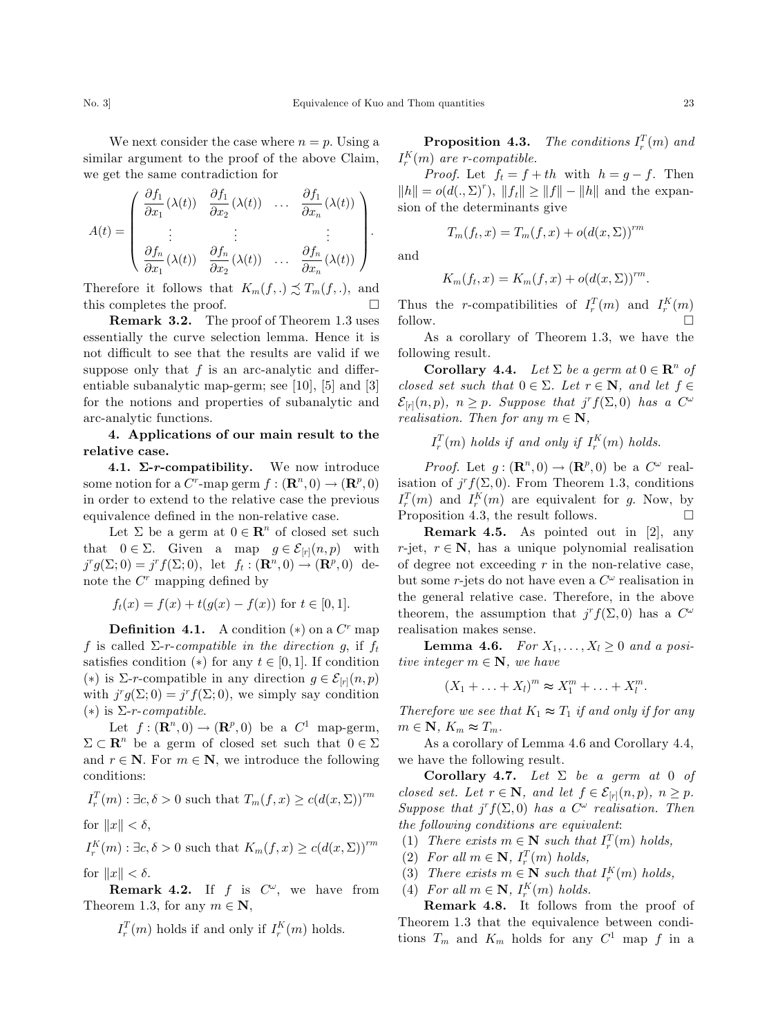We next consider the case where $n = p$. Using a similar argument to the proof of the above Claim, we get the same contradiction for

$$A(t) = \begin{pmatrix} \frac{\partial f_1}{\partial x_1}(\lambda(t)) & \frac{\partial f_1}{\partial x_2}(\lambda(t)) & \dots & \frac{\partial f_1}{\partial x_n}(\lambda(t)) \\ \vdots & \vdots & & \vdots \\ \frac{\partial f_n}{\partial x_1}(\lambda(t)) & \frac{\partial f_n}{\partial x_2}(\lambda(t)) & \dots & \frac{\partial f_n}{\partial x_n}(\lambda(t)) \end{pmatrix}.$$

Therefore it follows that $K_m(f,.) \precsim T_m(f,.)$, and this completes the proof. $\square$

**Remark 3.2.** The proof of Theorem 1.3 uses essentially the curve selection lemma. Hence it is not difficult to see that the results are valid if we suppose only that $f$ is an arc-analytic and differentiable subanalytic map-germ; see [10], [5] and [3] for the notions and properties of subanalytic and arc-analytic functions.

## 4. Applications of our main result to the relative case.

**4.1. $\Sigma$-$r$-compatibility.** We now introduce some notion for a $C^r$-map germ $f : (\mathbf{R}^n, 0) \to (\mathbf{R}^p, 0)$ in order to extend to the relative case the previous equivalence defined in the non-relative case.

Let $\Sigma$ be a germ at $0 \in \mathbf{R}^n$ of closed set such that $0 \in \Sigma$. Given a map $g \in \mathcal{E}_{[r]}(n, p)$ with $j^r g(\Sigma; 0) = j^r f(\Sigma; 0)$, let $f_t : (\mathbf{R}^n, 0) \to (\mathbf{R}^p, 0)$ denote the $C^r$ mapping defined by

$$f_t(x) = f(x) + t(g(x) - f(x)) \text{ for } t \in [0, 1].$$

**Definition 4.1.** A condition $(*)$ on a $C^r$ map $f$ is called *$\Sigma$-$r$-compatible in the direction $g$*, if $f_t$ satisfies condition $(*)$ for any $t \in [0, 1]$. If condition $(*)$ is $\Sigma$-$r$-compatible in any direction $g \in \mathcal{E}_{[r]}(n, p)$ with $j^r g(\Sigma; 0) = j^r f(\Sigma; 0)$, we simply say condition $(*)$ is *$\Sigma$-$r$-compatible*.

Let $f : (\mathbf{R}^n, 0) \to (\mathbf{R}^p, 0)$ be a $C^1$ map-germ, $\Sigma \subset \mathbf{R}^n$ be a germ of closed set such that $0 \in \Sigma$ and $r \in \mathbf{N}$. For $m \in \mathbf{N}$, we introduce the following conditions:

$I_r^T(m)$ : $\exists c, \delta > 0$ such that $T_m(f, x) \geq c(d(x, \Sigma))^{rm}$ for $\|x\| < \delta$,

$I_r^K(m)$ : $\exists c, \delta > 0$ such that $K_m(f, x) \geq c(d(x, \Sigma))^{rm}$ for $\|x\| < \delta$.

**Remark 4.2.** If $f$ is $C^\omega$, we have from Theorem 1.3, for any $m \in \mathbf{N}$,

$$I_r^T(m) \text{ holds if and only if } I_r^K(m) \text{ holds.}$$

**Proposition 4.3.** *The conditions $I_r^T(m)$ and $I_r^K(m)$ are $r$-compatible.*

*Proof.* Let $f_t = f + th$ with $h = g - f$. Then $\|h\| = o(d(.,\Sigma)^r)$, $\|f_t\| \geq \|f\| - \|h\|$ and the expansion of the determinants give

$$T_m(f_t, x) = T_m(f, x) + o(d(x, \Sigma))^{rm}$$

and

$$K_m(f_t, x) = K_m(f, x) + o(d(x, \Sigma))^{rm}.$$

Thus the $r$-compatibilities of $I_r^T(m)$ and $I_r^K(m)$ follow. $\square$

As a corollary of Theorem 1.3, we have the following result.

**Corollary 4.4.** *Let $\Sigma$ be a germ at $0 \in \mathbf{R}^n$ of closed set such that $0 \in \Sigma$. Let $r \in \mathbf{N}$, and let $f \in \mathcal{E}_{[r]}(n, p)$, $n \geq p$. Suppose that $j^r f(\Sigma, 0)$ has a $C^\omega$ realisation. Then for any $m \in \mathbf{N}$,*

$$I_r^T(m) \text{ holds if and only if } I_r^K(m) \text{ holds.}$$

*Proof.* Let $g : (\mathbf{R}^n, 0) \to (\mathbf{R}^p, 0)$ be a $C^\omega$ realisation of $j^r f(\Sigma, 0)$. From Theorem 1.3, conditions $I_r^T(m)$ and $I_r^K(m)$ are equivalent for $g$. Now, by Proposition 4.3, the result follows. $\square$

**Remark 4.5.** As pointed out in [2], any $r$-jet, $r \in \mathbf{N}$, has a unique polynomial realisation of degree not exceeding $r$ in the non-relative case, but some $r$-jets do not have even a $C^\omega$ realisation in the general relative case. Therefore, in the above theorem, the assumption that $j^r f(\Sigma, 0)$ has a $C^\omega$ realisation makes sense.

**Lemma 4.6.** *For $X_1, \dots, X_l \geq 0$ and a positive integer $m \in \mathbf{N}$, we have*

$$(X_1 + \dots + X_l)^m \approx X_1^m + \dots + X_l^m.$$

*Therefore we see that $K_1 \approx T_1$ if and only if for any $m \in \mathbf{N}$, $K_m \approx T_m$.*

As a corollary of Lemma 4.6 and Corollary 4.4, we have the following result.

**Corollary 4.7.** *Let $\Sigma$ be a germ at 0 of closed set. Let $r \in \mathbf{N}$, and let $f \in \mathcal{E}_{[r]}(n, p)$, $n \geq p$. Suppose that $j^r f(\Sigma, 0)$ has a $C^\omega$ realisation. Then the following conditions are equivalent:*

1. *There exists $m \in \mathbf{N}$ such that $I_r^T(m)$ holds,*
2. *For all $m \in \mathbf{N}$, $I_r^T(m)$ holds,*
3. *There exists $m \in \mathbf{N}$ such that $I_r^K(m)$ holds,*
4. *For all $m \in \mathbf{N}$, $I_r^K(m)$ holds.*

**Remark 4.8.** It follows from the proof of Theorem 1.3 that the equivalence between conditions $T_m$ and $K_m$ holds for any $C^1$ map $f$ in a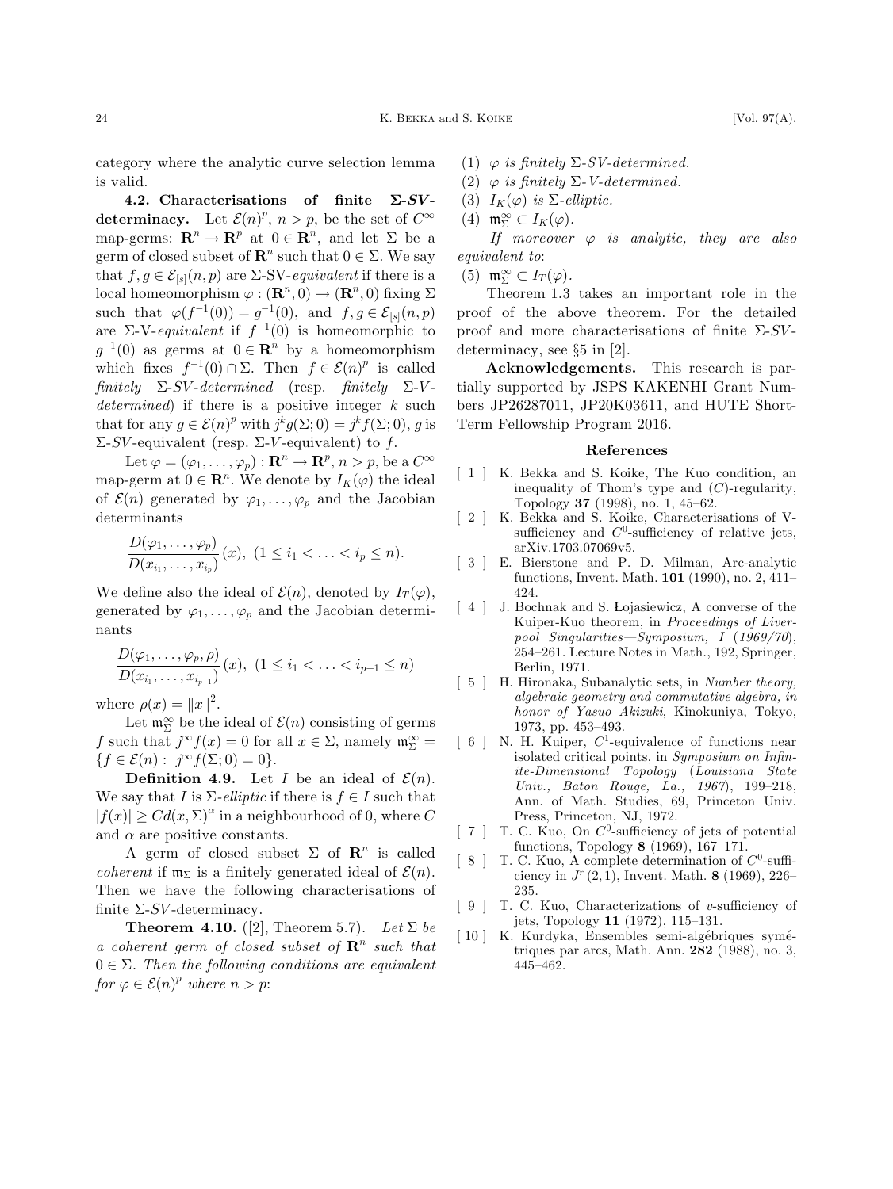category where the analytic curve selection lemma is valid.

**4.2. Characterisations of finite Σ-*SV*-determinacy.** Let $\mathcal{E}(n)^p$, $n > p$, be the set of $C^\infty$ map-germs: $\mathbf{R}^n \to \mathbf{R}^p$ at $0 \in \mathbf{R}^n$, and let $\Sigma$ be a germ of closed subset of $\mathbf{R}^n$ such that $0 \in \Sigma$. We say that $f, g \in \mathcal{E}_{[s]}(n,p)$ are Σ-SV-*equivalent* if there is a local homeomorphism $\varphi : (\mathbf{R}^n, 0) \to (\mathbf{R}^n, 0)$ fixing $\Sigma$ such that $\varphi(f^{-1}(0)) = g^{-1}(0)$, and $f, g \in \mathcal{E}_{[s]}(n,p)$ are Σ-V-*equivalent* if $f^{-1}(0)$ is homeomorphic to $g^{-1}(0)$ as germs at $0 \in \mathbf{R}^n$ by a homeomorphism which fixes $f^{-1}(0) \cap \Sigma$. Then $f \in \mathcal{E}(n)^p$ is called *finitely* Σ-*SV-determined* (resp. *finitely* Σ-*V-determined*) if there is a positive integer $k$ such that for any $g \in \mathcal{E}(n)^p$ with $j^k g(\Sigma; 0) = j^k f(\Sigma; 0)$, $g$ is Σ-*SV*-equivalent (resp. Σ-*V*-equivalent) to $f$.

Let $\varphi = (\varphi_1, \ldots, \varphi_p) : \mathbf{R}^n \to \mathbf{R}^p$, $n > p$, be a $C^\infty$ map-germ at $0 \in \mathbf{R}^n$. We denote by $I_K(\varphi)$ the ideal of $\mathcal{E}(n)$ generated by $\varphi_1, \ldots, \varphi_p$ and the Jacobian determinants

$$\frac{D(\varphi_1, \ldots, \varphi_p)}{D(x_{i_1}, \ldots, x_{i_p})}(x), \ (1 \le i_1 < \ldots < i_p \le n).$$

We define also the ideal of $\mathcal{E}(n)$, denoted by $I_T(\varphi)$, generated by $\varphi_1, \ldots, \varphi_p$ and the Jacobian determinants

$$\frac{D(\varphi_1, \ldots, \varphi_p, \rho)}{D(x_{i_1}, \ldots, x_{i_{p+1}})}(x), \ (1 \le i_1 < \ldots < i_{p+1} \le n)$$

where $\rho(x) = \|x\|^2$.

Let $\mathfrak{m}_\Sigma^\infty$ be the ideal of $\mathcal{E}(n)$ consisting of germs $f$ such that $j^\infty f(x) = 0$ for all $x \in \Sigma$, namely $\mathfrak{m}_\Sigma^\infty = \{f \in \mathcal{E}(n) : \ j^\infty f(\Sigma; 0) = 0\}$.

**Definition 4.9.** Let $I$ be an ideal of $\mathcal{E}(n)$. We say that $I$ is Σ-*elliptic* if there is $f \in I$ such that $|f(x)| \ge C d(x, \Sigma)^\alpha$ in a neighbourhood of 0, where $C$ and $\alpha$ are positive constants.

A germ of closed subset $\Sigma$ of $\mathbf{R}^n$ is called *coherent* if $\mathfrak{m}_\Sigma$ is a finitely generated ideal of $\mathcal{E}(n)$. Then we have the following characterisations of finite Σ-*SV*-determinacy.

**Theorem 4.10.** ([2], Theorem 5.7). *Let $\Sigma$ be a coherent germ of closed subset of $\mathbf{R}^n$ such that $0 \in \Sigma$. Then the following conditions are equivalent for $\varphi \in \mathcal{E}(n)^p$ where $n > p$:*

(1) *$\varphi$ is finitely Σ-SV-determined.*
(2) *$\varphi$ is finitely Σ-V-determined.*
(3) *$I_K(\varphi)$ is Σ-elliptic.*
(4) $\mathfrak{m}_\Sigma^\infty \subset I_K(\varphi)$.

*If moreover $\varphi$ is analytic, they are also equivalent to*:

(5) $\mathfrak{m}_\Sigma^\infty \subset I_T(\varphi)$.

Theorem 1.3 takes an important role in the proof of the above theorem. For the detailed proof and more characterisations of finite Σ-*SV*-determinacy, see §5 in [2].

**Acknowledgements.** This research is partially supported by JSPS KAKENHI Grant Numbers JP26287011, JP20K03611, and HUTE Short-Term Fellowship Program 2016.

## References

[ 1 ] K. Bekka and S. Koike, The Kuo condition, an inequality of Thom's type and (*C*)-regularity, Topology **37** (1998), no. 1, 45–62.

[ 2 ] K. Bekka and S. Koike, Characterisations of V-sufficiency and $C^0$-sufficiency of relative jets, arXiv.1703.07069v5.

[ 3 ] E. Bierstone and P. D. Milman, Arc-analytic functions, Invent. Math. **101** (1990), no. 2, 411–424.

[ 4 ] J. Bochnak and S. Łojasiewicz, A converse of the Kuiper-Kuo theorem, in *Proceedings of Liverpool Singularities—Symposium, I* (*1969/70*), 254–261. Lecture Notes in Math., 192, Springer, Berlin, 1971.

[ 5 ] H. Hironaka, Subanalytic sets, in *Number theory, algebraic geometry and commutative algebra, in honor of Yasuo Akizuki*, Kinokuniya, Tokyo, 1973, pp. 453–493.

[ 6 ] N. H. Kuiper, $C^1$-equivalence of functions near isolated critical points, in *Symposium on Infinite-Dimensional Topology* (*Louisiana State Univ., Baton Rouge, La., 1967*), 199–218, Ann. of Math. Studies, 69, Princeton Univ. Press, Princeton, NJ, 1972.

[ 7 ] T. C. Kuo, On $C^0$-sufficiency of jets of potential functions, Topology **8** (1969), 167–171.

[ 8 ] T. C. Kuo, A complete determination of $C^0$-sufficiency in $J^r(2, 1)$, Invent. Math. **8** (1969), 226–235.

[ 9 ] T. C. Kuo, Characterizations of *v*-sufficiency of jets, Topology **11** (1972), 115–131.

[ 10 ] K. Kurdyka, Ensembles semi-algébriques symétriques par arcs, Math. Ann. **282** (1988), no. 3, 445–462.